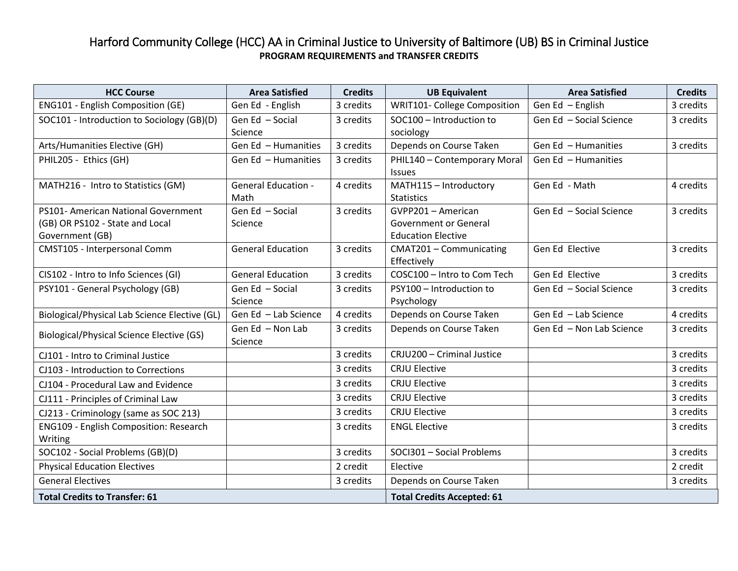# Harford Community College (HCC) AA in Criminal Justice to University of Baltimore (UB) BS in Criminal Justice

**PROGRAM REQUIREMENTS and TRANSFER CREDITS**

| HCC Course | Area Satisfied | Credits | UB Equivalent | Area Satisfied | Credits |
|---|---|---|---|---|---|
| ENG101 - English Composition (GE) | Gen Ed - English | 3 credits | WRIT101- College Composition | Gen Ed – English | 3 credits |
| SOC101 - Introduction to Sociology (GB)(D) | Gen Ed – Social Science | 3 credits | SOC100 – Introduction to sociology | Gen Ed – Social Science | 3 credits |
| Arts/Humanities Elective (GH) | Gen Ed – Humanities | 3 credits | Depends on Course Taken | Gen Ed – Humanities | 3 credits |
| PHIL205 - Ethics (GH) | Gen Ed – Humanities | 3 credits | PHIL140 – Contemporary Moral Issues | Gen Ed – Humanities | |
| MATH216 - Intro to Statistics (GM) | General Education - Math | 4 credits | MATH115 – Introductory Statistics | Gen Ed - Math | 4 credits |
| PS101- American National Government (GB) OR PS102 - State and Local Government (GB) | Gen Ed – Social Science | 3 credits | GVPP201 – American Government or General Education Elective | Gen Ed – Social Science | 3 credits |
| CMST105 - Interpersonal Comm | General Education | 3 credits | CMAT201 – Communicating Effectively | Gen Ed Elective | 3 credits |
| CIS102 - Intro to Info Sciences (GI) | General Education | 3 credits | COSC100 – Intro to Com Tech | Gen Ed Elective | 3 credits |
| PSY101 - General Psychology (GB) | Gen Ed – Social Science | 3 credits | PSY100 – Introduction to Psychology | Gen Ed – Social Science | 3 credits |
| Biological/Physical Lab Science Elective (GL) | Gen Ed – Lab Science | 4 credits | Depends on Course Taken | Gen Ed – Lab Science | 4 credits |
| Biological/Physical Science Elective (GS) | Gen Ed – Non Lab Science | 3 credits | Depends on Course Taken | Gen Ed – Non Lab Science | 3 credits |
| CJ101 - Intro to Criminal Justice | | 3 credits | CRJU200 – Criminal Justice | | 3 credits |
| CJ103 - Introduction to Corrections | | 3 credits | CRJU Elective | | 3 credits |
| CJ104 - Procedural Law and Evidence | | 3 credits | CRJU Elective | | 3 credits |
| CJ111 - Principles of Criminal Law | | 3 credits | CRJU Elective | | 3 credits |
| CJ213 - Criminology (same as SOC 213) | | 3 credits | CRJU Elective | | 3 credits |
| ENG109 - English Composition: Research Writing | | 3 credits | ENGL Elective | | 3 credits |
| SOC102 - Social Problems (GB)(D) | | 3 credits | SOCI301 – Social Problems | | 3 credits |
| Physical Education Electives | | 2 credit | Elective | | 2 credit |
| General Electives | | 3 credits | Depends on Course Taken | | 3 credits |
| **Total Credits to Transfer: 61** | | | **Total Credits Accepted: 61** | | |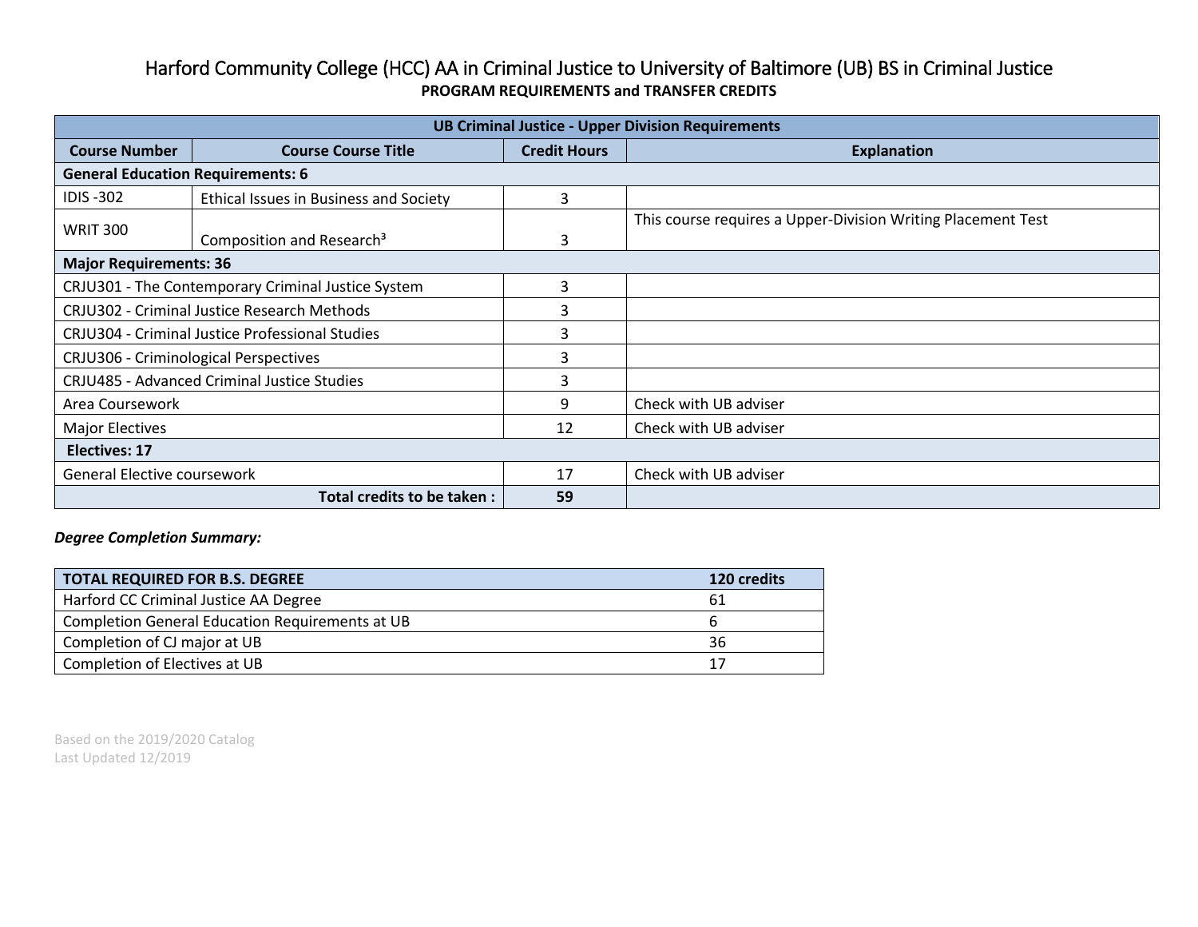# Harford Community College (HCC) AA in Criminal Justice to University of Baltimore (UB) BS in Criminal Justice

**PROGRAM REQUIREMENTS and TRANSFER CREDITS**

| UB Criminal Justice - Upper Division Requirements | | | |
|---|---|---|---|
| **Course Number** | **Course Course Title** | **Credit Hours** | **Explanation** |
| **General Education Requirements: 6** | | | |
| IDIS -302 | Ethical Issues in Business and Society | 3 | |
| WRIT 300 | Composition and Research[3] | 3 | This course requires a Upper-Division Writing Placement Test |
| **Major Requirements: 36** | | | |
| CRJU301 - The Contemporary Criminal Justice System | | 3 | |
| CRJU302 - Criminal Justice Research Methods | | 3 | |
| CRJU304 - Criminal Justice Professional Studies | | 3 | |
| CRJU306 - Criminological Perspectives | | 3 | |
| CRJU485 - Advanced Criminal Justice Studies | | 3 | |
| Area Coursework | | 9 | Check with UB adviser |
| Major Electives | | 12 | Check with UB adviser |
| **Electives: 17** | | | |
| General Elective coursework | | 17 | Check with UB adviser |
| | **Total credits to be taken :** | **59** | |

***Degree Completion Summary:***

| TOTAL REQUIRED FOR B.S. DEGREE | 120 credits |
|---|---|
| Harford CC Criminal Justice AA Degree | 61 |
| Completion General Education Requirements at UB | 6 |
| Completion of CJ major at UB | 36 |
| Completion of Electives at UB | 17 |

Based on the 2019/2020 Catalog
Last Updated 12/2019